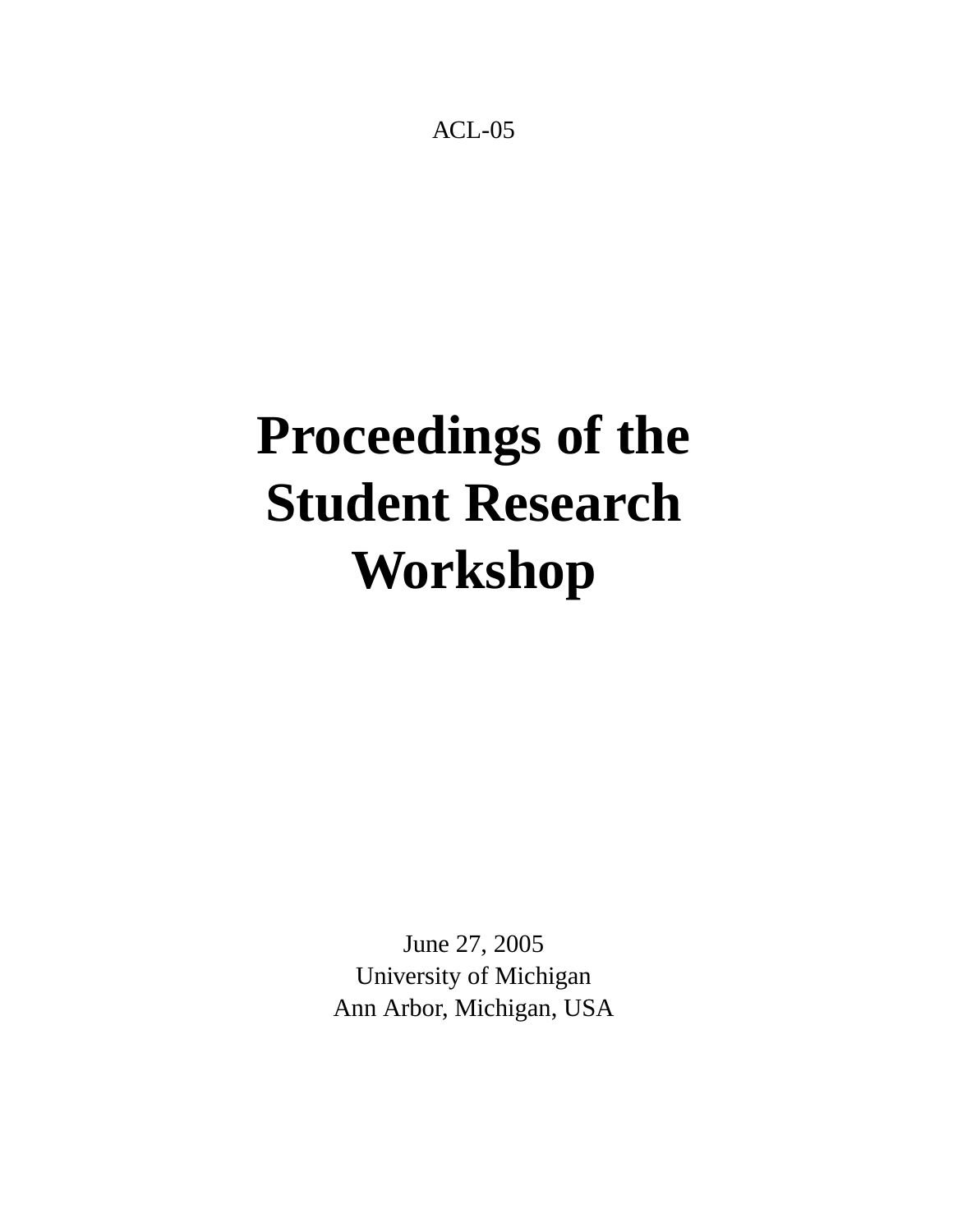ACL-05

# Proceedings of the Student Research Workshop

June 27, 2005
University of Michigan
Ann Arbor, Michigan, USA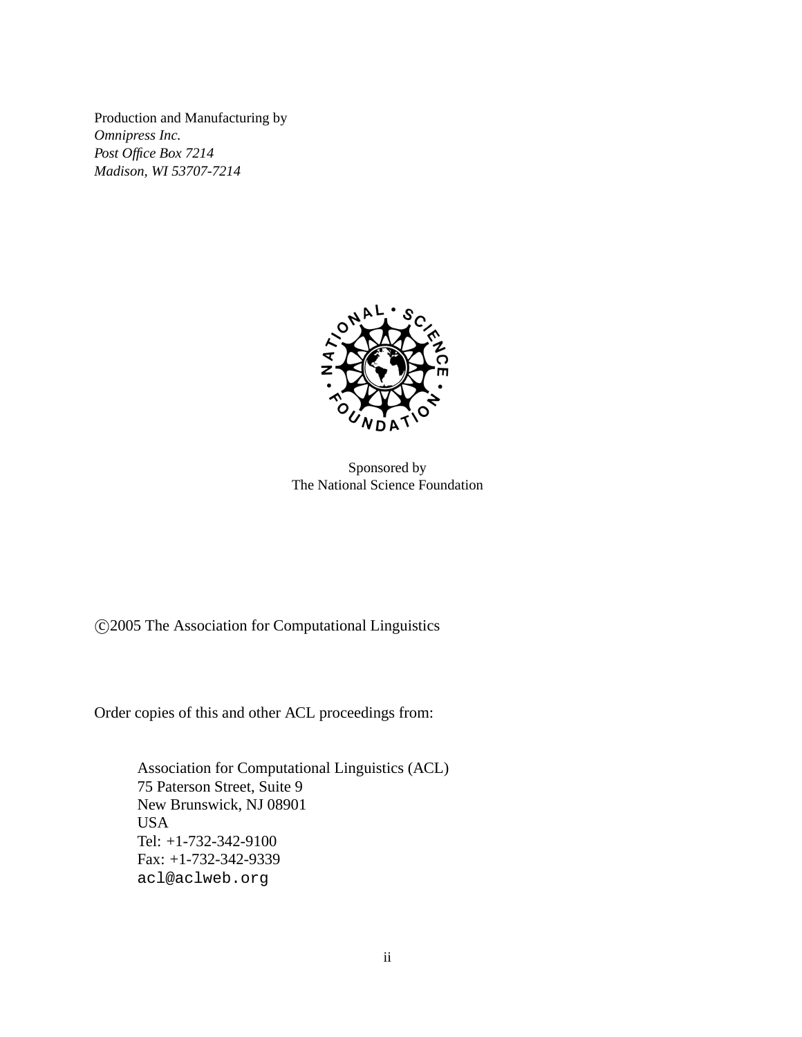Production and Manufacturing by
*Omnipress Inc.*
*Post Office Box 7214*
*Madison, WI 53707-7214*

Sponsored by
The National Science Foundation

©2005 The Association for Computational Linguistics

Order copies of this and other ACL proceedings from:

Association for Computational Linguistics (ACL)
75 Paterson Street, Suite 9
New Brunswick, NJ 08901
USA
Tel: +1-732-342-9100
Fax: +1-732-342-9339
acl@aclweb.org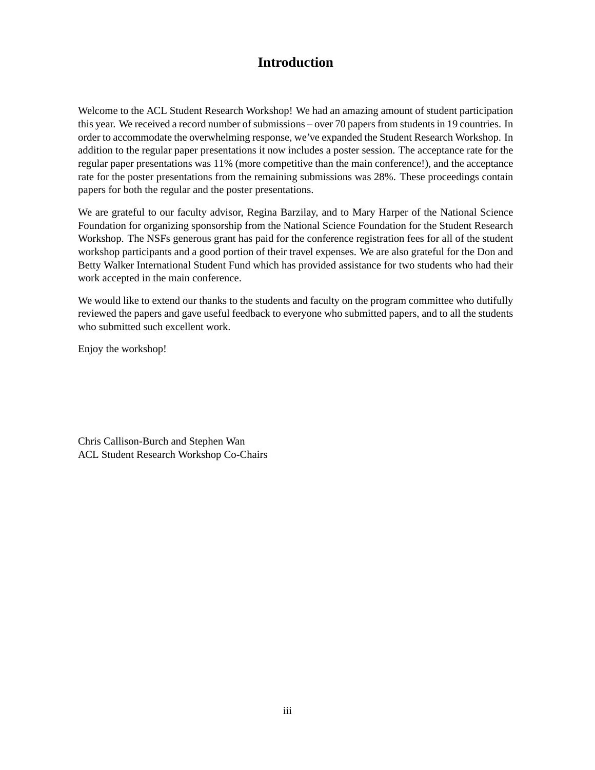# Introduction

Welcome to the ACL Student Research Workshop! We had an amazing amount of student participation this year. We received a record number of submissions – over 70 papers from students in 19 countries. In order to accommodate the overwhelming response, we've expanded the Student Research Workshop. In addition to the regular paper presentations it now includes a poster session. The acceptance rate for the regular paper presentations was 11% (more competitive than the main conference!), and the acceptance rate for the poster presentations from the remaining submissions was 28%. These proceedings contain papers for both the regular and the poster presentations.

We are grateful to our faculty advisor, Regina Barzilay, and to Mary Harper of the National Science Foundation for organizing sponsorship from the National Science Foundation for the Student Research Workshop. The NSFs generous grant has paid for the conference registration fees for all of the student workshop participants and a good portion of their travel expenses. We are also grateful for the Don and Betty Walker International Student Fund which has provided assistance for two students who had their work accepted in the main conference.

We would like to extend our thanks to the students and faculty on the program committee who dutifully reviewed the papers and gave useful feedback to everyone who submitted papers, and to all the students who submitted such excellent work.

Enjoy the workshop!

Chris Callison-Burch and Stephen Wan
ACL Student Research Workshop Co-Chairs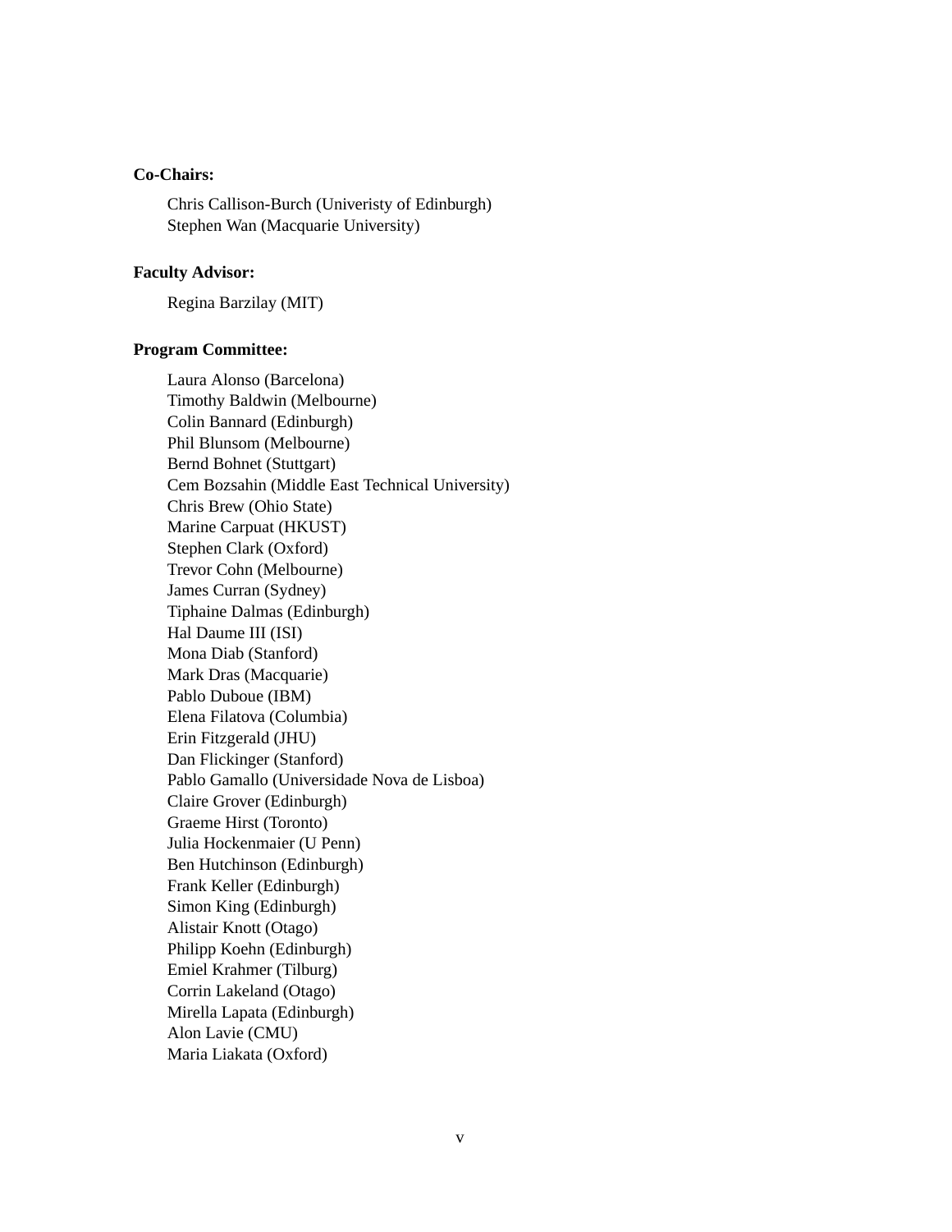**Co-Chairs:**

Chris Callison-Burch (Univeristy of Edinburgh)
Stephen Wan (Macquarie University)

**Faculty Advisor:**

Regina Barzilay (MIT)

**Program Committee:**

Laura Alonso (Barcelona)
Timothy Baldwin (Melbourne)
Colin Bannard (Edinburgh)
Phil Blunsom (Melbourne)
Bernd Bohnet (Stuttgart)
Cem Bozsahin (Middle East Technical University)
Chris Brew (Ohio State)
Marine Carpuat (HKUST)
Stephen Clark (Oxford)
Trevor Cohn (Melbourne)
James Curran (Sydney)
Tiphaine Dalmas (Edinburgh)
Hal Daume III (ISI)
Mona Diab (Stanford)
Mark Dras (Macquarie)
Pablo Duboue (IBM)
Elena Filatova (Columbia)
Erin Fitzgerald (JHU)
Dan Flickinger (Stanford)
Pablo Gamallo (Universidade Nova de Lisboa)
Claire Grover (Edinburgh)
Graeme Hirst (Toronto)
Julia Hockenmaier (U Penn)
Ben Hutchinson (Edinburgh)
Frank Keller (Edinburgh)
Simon King (Edinburgh)
Alistair Knott (Otago)
Philipp Koehn (Edinburgh)
Emiel Krahmer (Tilburg)
Corrin Lakeland (Otago)
Mirella Lapata (Edinburgh)
Alon Lavie (CMU)
Maria Liakata (Oxford)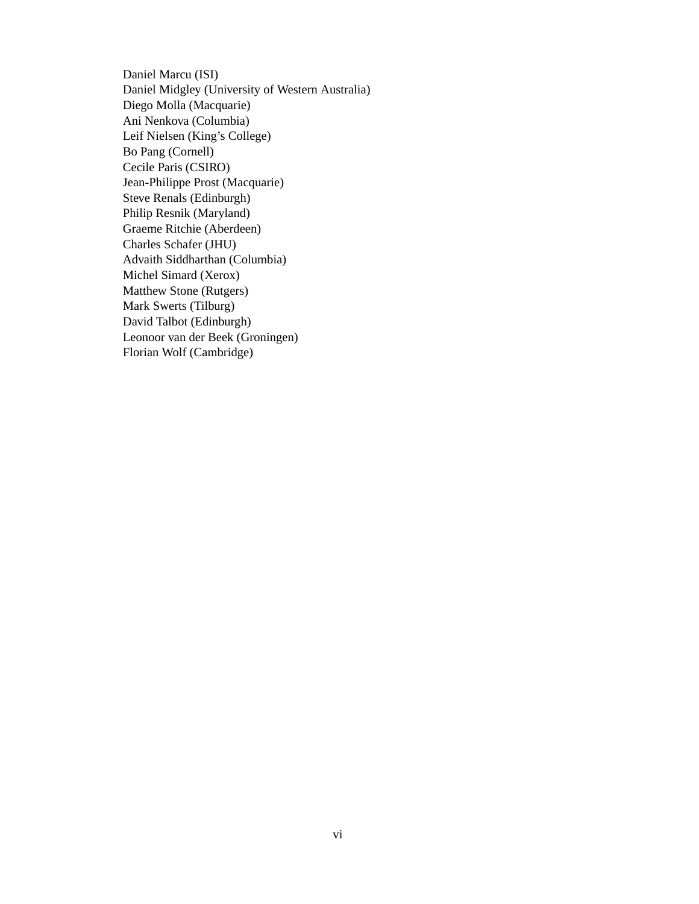Daniel Marcu (ISI)  
Daniel Midgley (University of Western Australia)  
Diego Molla (Macquarie)  
Ani Nenkova (Columbia)  
Leif Nielsen (King's College)  
Bo Pang (Cornell)  
Cecile Paris (CSIRO)  
Jean-Philippe Prost (Macquarie)  
Steve Renals (Edinburgh)  
Philip Resnik (Maryland)  
Graeme Ritchie (Aberdeen)  
Charles Schafer (JHU)  
Advaith Siddharthan (Columbia)  
Michel Simard (Xerox)  
Matthew Stone (Rutgers)  
Mark Swerts (Tilburg)  
David Talbot (Edinburgh)  
Leonoor van der Beek (Groningen)  
Florian Wolf (Cambridge)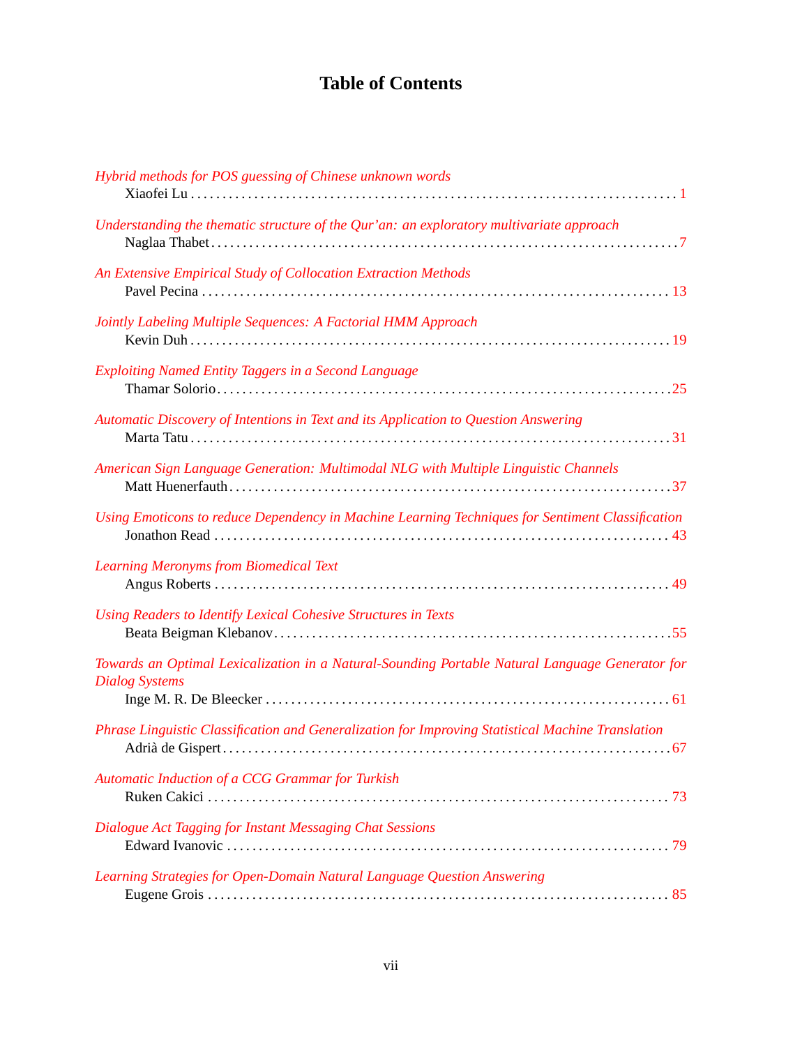# Table of Contents

*Hybrid methods for POS guessing of Chinese unknown words*
Xiaofei Lu . . . . . . . . . . . . . . . . . . . . . . . . . . . . . . . . . . . . . . . . . . . . . . . . . . . . . . . . . . . . . . . . . . . . . . . . 1

*Understanding the thematic structure of the Qur'an: an exploratory multivariate approach*
Naglaa Thabet . . . . . . . . . . . . . . . . . . . . . . . . . . . . . . . . . . . . . . . . . . . . . . . . . . . . . . . . . . . . . . . . . . . . 7

*An Extensive Empirical Study of Collocation Extraction Methods*
Pavel Pecina . . . . . . . . . . . . . . . . . . . . . . . . . . . . . . . . . . . . . . . . . . . . . . . . . . . . . . . . . . . . . . . . . . . . 13

*Jointly Labeling Multiple Sequences: A Factorial HMM Approach*
Kevin Duh . . . . . . . . . . . . . . . . . . . . . . . . . . . . . . . . . . . . . . . . . . . . . . . . . . . . . . . . . . . . . . . . . . . . 19

*Exploiting Named Entity Taggers in a Second Language*
Thamar Solorio . . . . . . . . . . . . . . . . . . . . . . . . . . . . . . . . . . . . . . . . . . . . . . . . . . . . . . . . . . . . . . . . . . 25

*Automatic Discovery of Intentions in Text and its Application to Question Answering*
Marta Tatu . . . . . . . . . . . . . . . . . . . . . . . . . . . . . . . . . . . . . . . . . . . . . . . . . . . . . . . . . . . . . . . . . . . . 31

*American Sign Language Generation: Multimodal NLG with Multiple Linguistic Channels*
Matt Huenerfauth . . . . . . . . . . . . . . . . . . . . . . . . . . . . . . . . . . . . . . . . . . . . . . . . . . . . . . . . . . . . . . . . 37

*Using Emoticons to reduce Dependency in Machine Learning Techniques for Sentiment Classification*
Jonathon Read . . . . . . . . . . . . . . . . . . . . . . . . . . . . . . . . . . . . . . . . . . . . . . . . . . . . . . . . . . . . . . . . . . 43

*Learning Meronyms from Biomedical Text*
Angus Roberts . . . . . . . . . . . . . . . . . . . . . . . . . . . . . . . . . . . . . . . . . . . . . . . . . . . . . . . . . . . . . . . . . . 49

*Using Readers to Identify Lexical Cohesive Structures in Texts*
Beata Beigman Klebanov . . . . . . . . . . . . . . . . . . . . . . . . . . . . . . . . . . . . . . . . . . . . . . . . . . . . . . . . . . . 55

*Towards an Optimal Lexicalization in a Natural-Sounding Portable Natural Language Generator for Dialog Systems*
Inge M. R. De Bleecker . . . . . . . . . . . . . . . . . . . . . . . . . . . . . . . . . . . . . . . . . . . . . . . . . . . . . . . . . . . 61

*Phrase Linguistic Classification and Generalization for Improving Statistical Machine Translation*
Adrià de Gispert . . . . . . . . . . . . . . . . . . . . . . . . . . . . . . . . . . . . . . . . . . . . . . . . . . . . . . . . . . . . . . . . . 67

*Automatic Induction of a CCG Grammar for Turkish*
Ruken Cakici . . . . . . . . . . . . . . . . . . . . . . . . . . . . . . . . . . . . . . . . . . . . . . . . . . . . . . . . . . . . . . . . . . . . 73

*Dialogue Act Tagging for Instant Messaging Chat Sessions*
Edward Ivanovic . . . . . . . . . . . . . . . . . . . . . . . . . . . . . . . . . . . . . . . . . . . . . . . . . . . . . . . . . . . . . . . . . 79

*Learning Strategies for Open-Domain Natural Language Question Answering*
Eugene Grois . . . . . . . . . . . . . . . . . . . . . . . . . . . . . . . . . . . . . . . . . . . . . . . . . . . . . . . . . . . . . . . . . . . 85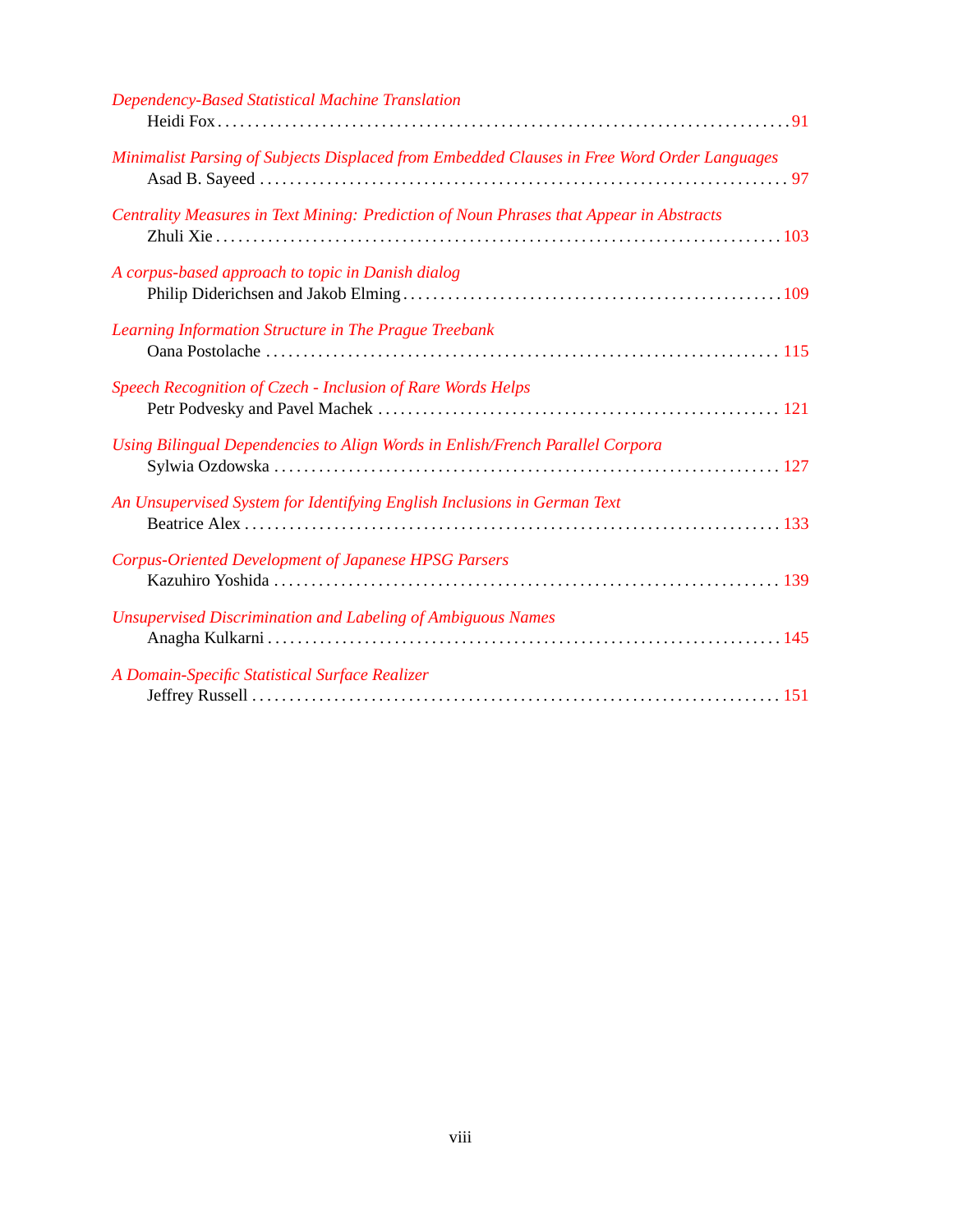*Dependency-Based Statistical Machine Translation*
Heidi Fox . . . . . . . . . . . . . . . . . . . . . . . . . . . . . . . . . . . . . . . . . . . . . . . . . . . . . . . . . . . . . . . . . . . . . . . . . . 91

*Minimalist Parsing of Subjects Displaced from Embedded Clauses in Free Word Order Languages*
Asad B. Sayeed . . . . . . . . . . . . . . . . . . . . . . . . . . . . . . . . . . . . . . . . . . . . . . . . . . . . . . . . . . . . . . . . . 97

*Centrality Measures in Text Mining: Prediction of Noun Phrases that Appear in Abstracts*
Zhuli Xie . . . . . . . . . . . . . . . . . . . . . . . . . . . . . . . . . . . . . . . . . . . . . . . . . . . . . . . . . . . . . . . . . . . . . . . . 103

*A corpus-based approach to topic in Danish dialog*
Philip Diderichsen and Jakob Elming . . . . . . . . . . . . . . . . . . . . . . . . . . . . . . . . . . . . . . . . . . . . . . . 109

*Learning Information Structure in The Prague Treebank*
Oana Postolache . . . . . . . . . . . . . . . . . . . . . . . . . . . . . . . . . . . . . . . . . . . . . . . . . . . . . . . . . . . . . . . . 115

*Speech Recognition of Czech - Inclusion of Rare Words Helps*
Petr Podvesky and Pavel Machek . . . . . . . . . . . . . . . . . . . . . . . . . . . . . . . . . . . . . . . . . . . . . . . . . . 121

*Using Bilingual Dependencies to Align Words in Enlish/French Parallel Corpora*
Sylwia Ozdowska . . . . . . . . . . . . . . . . . . . . . . . . . . . . . . . . . . . . . . . . . . . . . . . . . . . . . . . . . . . . . . . . 127

*An Unsupervised System for Identifying English Inclusions in German Text*
Beatrice Alex . . . . . . . . . . . . . . . . . . . . . . . . . . . . . . . . . . . . . . . . . . . . . . . . . . . . . . . . . . . . . . . . . . . . 133

*Corpus-Oriented Development of Japanese HPSG Parsers*
Kazuhiro Yoshida . . . . . . . . . . . . . . . . . . . . . . . . . . . . . . . . . . . . . . . . . . . . . . . . . . . . . . . . . . . . . . . . 139

*Unsupervised Discrimination and Labeling of Ambiguous Names*
Anagha Kulkarni . . . . . . . . . . . . . . . . . . . . . . . . . . . . . . . . . . . . . . . . . . . . . . . . . . . . . . . . . . . . . . . . . 145

*A Domain-Specific Statistical Surface Realizer*
Jeffrey Russell . . . . . . . . . . . . . . . . . . . . . . . . . . . . . . . . . . . . . . . . . . . . . . . . . . . . . . . . . . . . . . . . . . . 151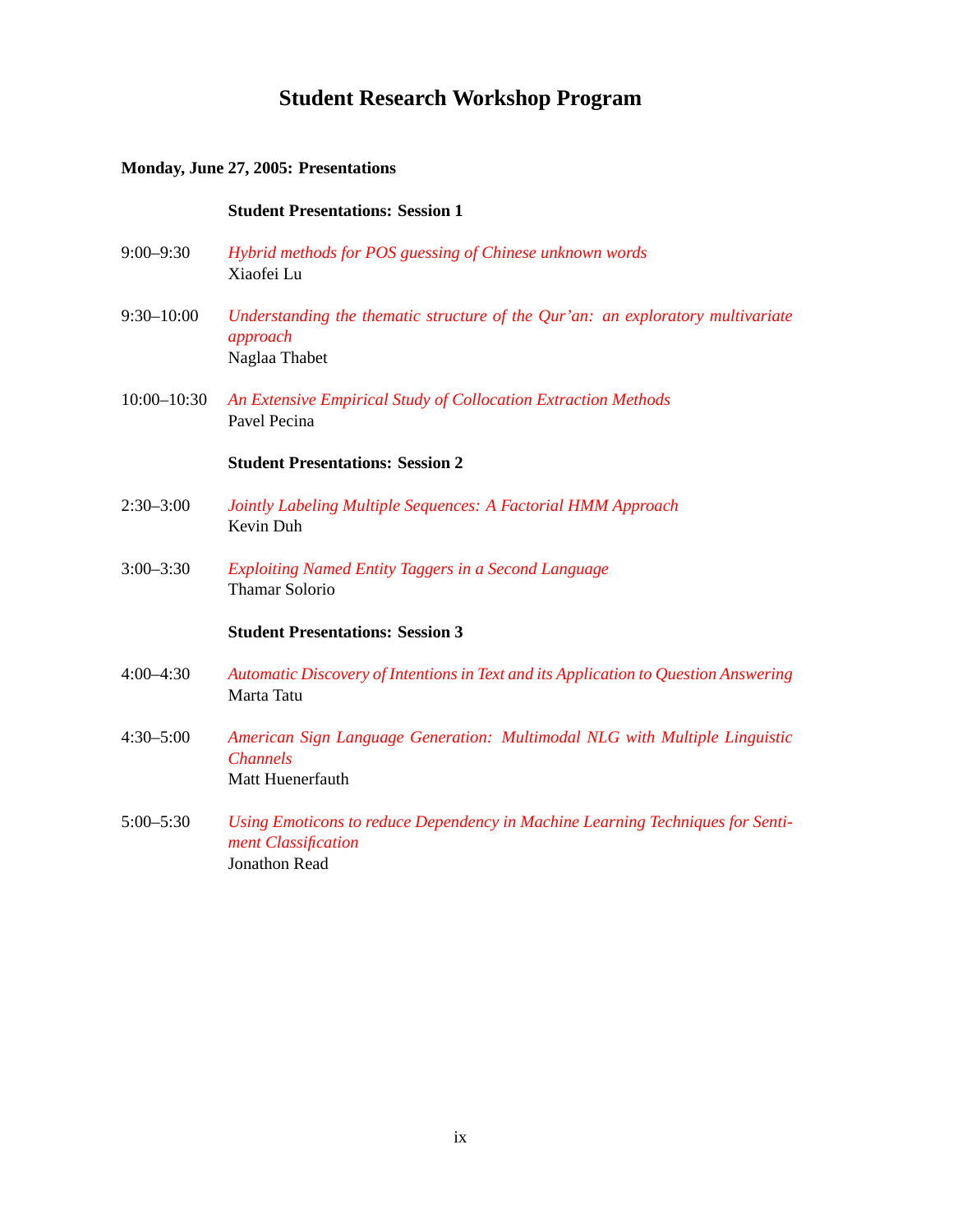# Student Research Workshop Program

**Monday, June 27, 2005: Presentations**

**Student Presentations: Session 1**

9:00–9:30 *Hybrid methods for POS guessing of Chinese unknown words*
Xiaofei Lu

9:30–10:00 *Understanding the thematic structure of the Qur'an: an exploratory multivariate approach*
Naglaa Thabet

10:00–10:30 *An Extensive Empirical Study of Collocation Extraction Methods*
Pavel Pecina

**Student Presentations: Session 2**

2:30–3:00 *Jointly Labeling Multiple Sequences: A Factorial HMM Approach*
Kevin Duh

3:00–3:30 *Exploiting Named Entity Taggers in a Second Language*
Thamar Solorio

**Student Presentations: Session 3**

4:00–4:30 *Automatic Discovery of Intentions in Text and its Application to Question Answering*
Marta Tatu

4:30–5:00 *American Sign Language Generation: Multimodal NLG with Multiple Linguistic Channels*
Matt Huenerfauth

5:00–5:30 *Using Emoticons to reduce Dependency in Machine Learning Techniques for Sentiment Classification*
Jonathon Read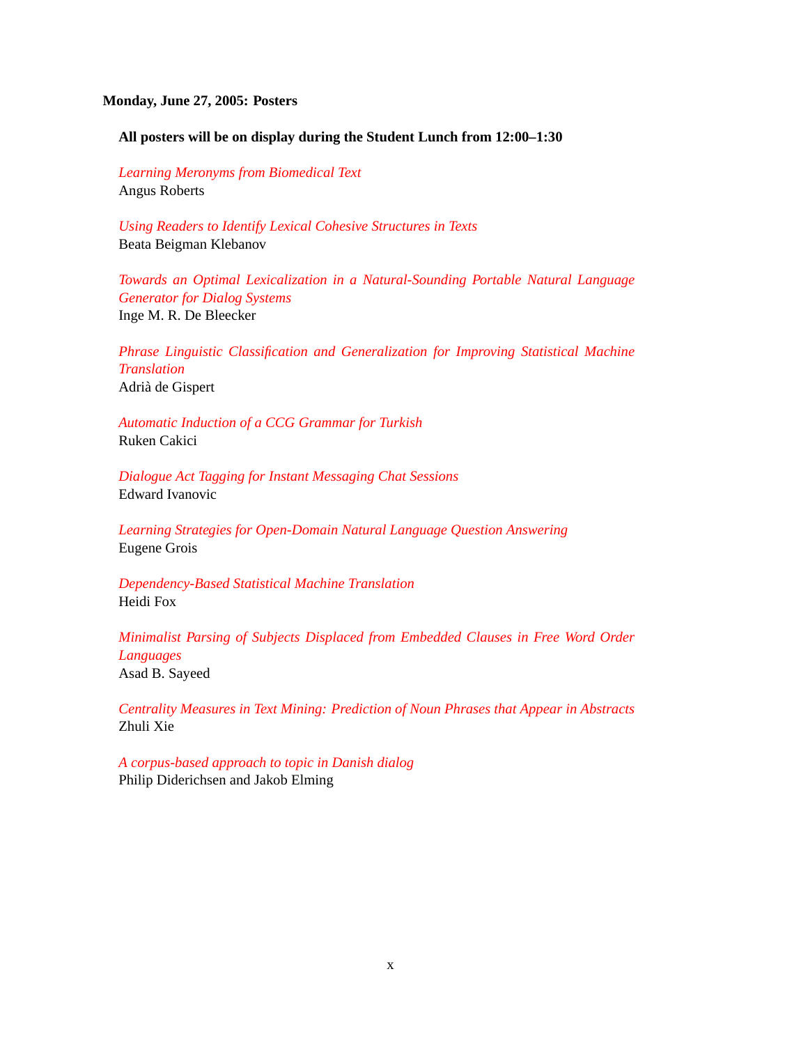**Monday, June 27, 2005: Posters**

**All posters will be on display during the Student Lunch from 12:00–1:30**

*Learning Meronyms from Biomedical Text*
Angus Roberts

*Using Readers to Identify Lexical Cohesive Structures in Texts*
Beata Beigman Klebanov

*Towards an Optimal Lexicalization in a Natural-Sounding Portable Natural Language Generator for Dialog Systems*
Inge M. R. De Bleecker

*Phrase Linguistic Classification and Generalization for Improving Statistical Machine Translation*
Adrià de Gispert

*Automatic Induction of a CCG Grammar for Turkish*
Ruken Cakici

*Dialogue Act Tagging for Instant Messaging Chat Sessions*
Edward Ivanovic

*Learning Strategies for Open-Domain Natural Language Question Answering*
Eugene Grois

*Dependency-Based Statistical Machine Translation*
Heidi Fox

*Minimalist Parsing of Subjects Displaced from Embedded Clauses in Free Word Order Languages*
Asad B. Sayeed

*Centrality Measures in Text Mining: Prediction of Noun Phrases that Appear in Abstracts*
Zhuli Xie

*A corpus-based approach to topic in Danish dialog*
Philip Diderichsen and Jakob Elming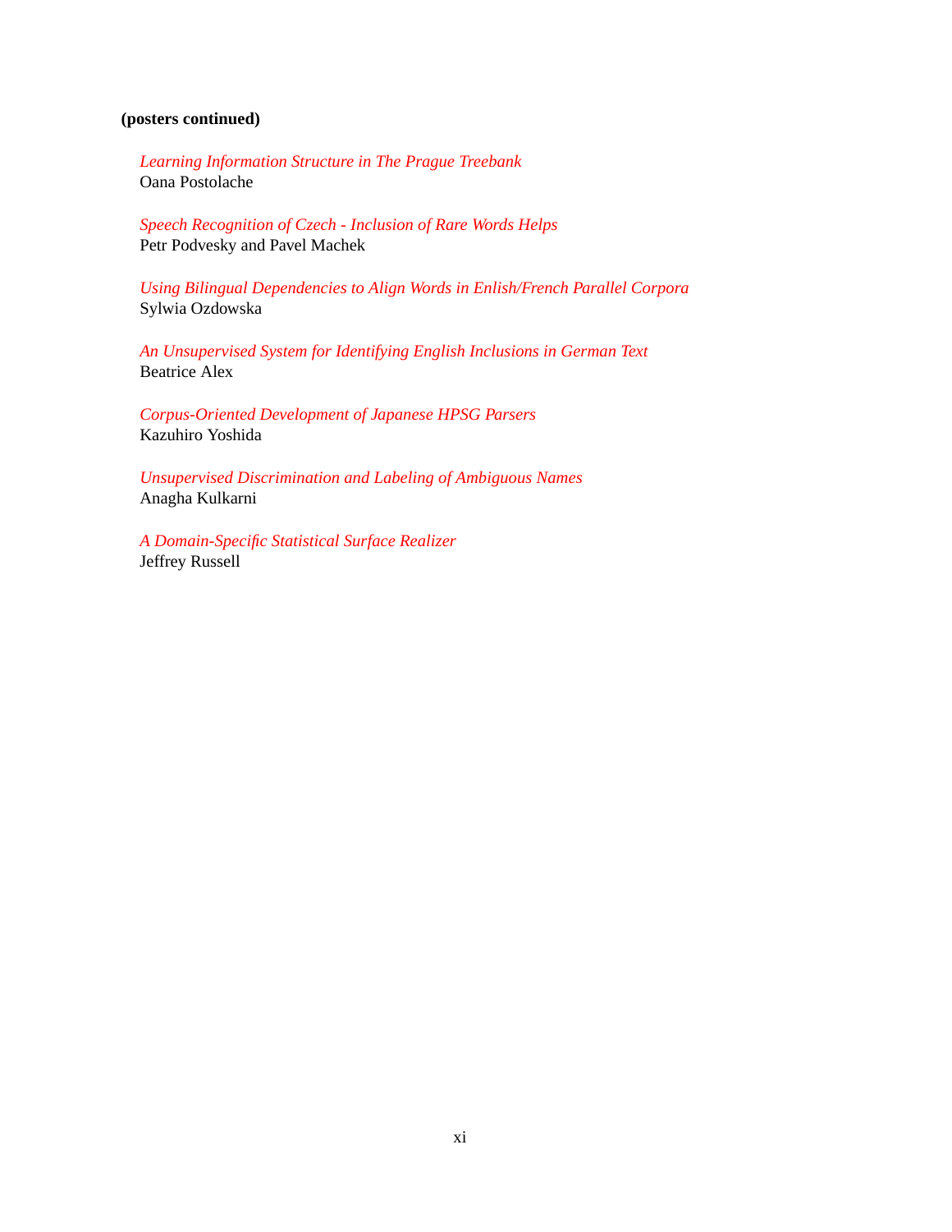**(posters continued)**

*Learning Information Structure in The Prague Treebank*
Oana Postolache

*Speech Recognition of Czech - Inclusion of Rare Words Helps*
Petr Podvesky and Pavel Machek

*Using Bilingual Dependencies to Align Words in Enlish/French Parallel Corpora*
Sylwia Ozdowska

*An Unsupervised System for Identifying English Inclusions in German Text*
Beatrice Alex

*Corpus-Oriented Development of Japanese HPSG Parsers*
Kazuhiro Yoshida

*Unsupervised Discrimination and Labeling of Ambiguous Names*
Anagha Kulkarni

*A Domain-Specific Statistical Surface Realizer*
Jeffrey Russell